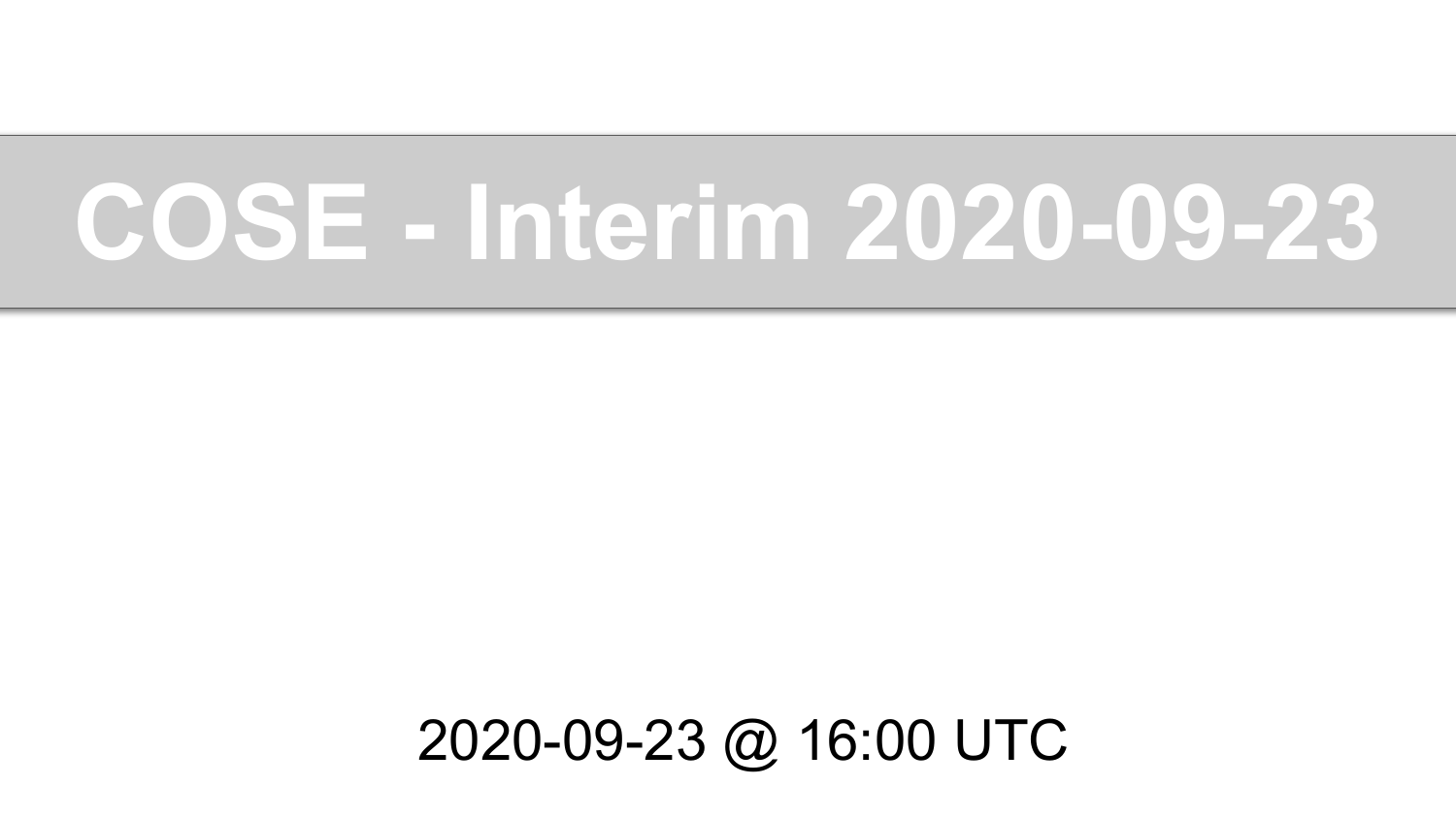# COSE - Interim 2020-09-23

2020-09-23 @ 16:00 UTC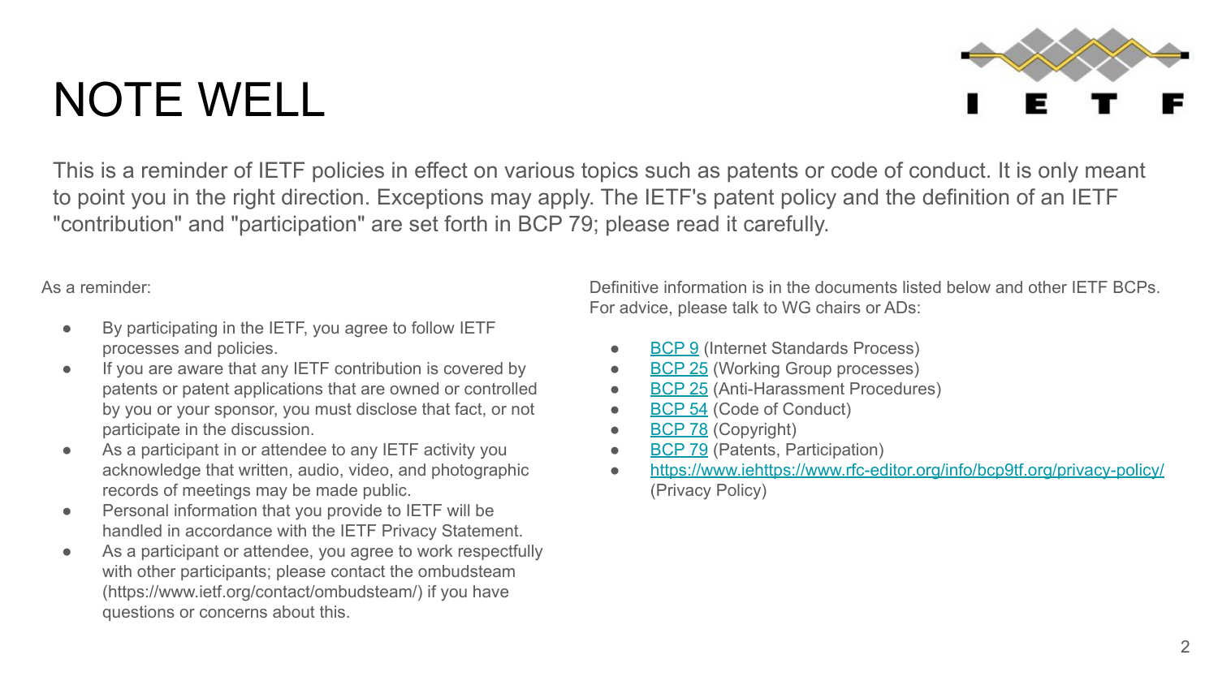# NOTE WELL

This is a reminder of IETF policies in effect on various topics such as patents or code of conduct. It is only meant to point you in the right direction. Exceptions may apply. The IETF's patent policy and the definition of an IETF "contribution" and "participation" are set forth in BCP 79; please read it carefully.

As a reminder:

- By participating in the IETF, you agree to follow IETF processes and policies.
- If you are aware that any IETF contribution is covered by patents or patent applications that are owned or controlled by you or your sponsor, you must disclose that fact, or not participate in the discussion.
- As a participant in or attendee to any IETF activity you acknowledge that written, audio, video, and photographic records of meetings may be made public.
- Personal information that you provide to IETF will be handled in accordance with the IETF Privacy Statement.
- As a participant or attendee, you agree to work respectfully with other participants; please contact the ombudsteam (https://www.ietf.org/contact/ombudsteam/) if you have questions or concerns about this.

Definitive information is in the documents listed below and other IETF BCPs. For advice, please talk to WG chairs or ADs:

- BCP 9 (Internet Standards Process)
- BCP 25 (Working Group processes)
- BCP 25 (Anti-Harassment Procedures)
- BCP 54 (Code of Conduct)
- BCP 78 (Copyright)
- BCP 79 (Patents, Participation)
- https://www.iehttps://www.rfc-editor.org/info/bcp9tf.org/privacy-policy/ (Privacy Policy)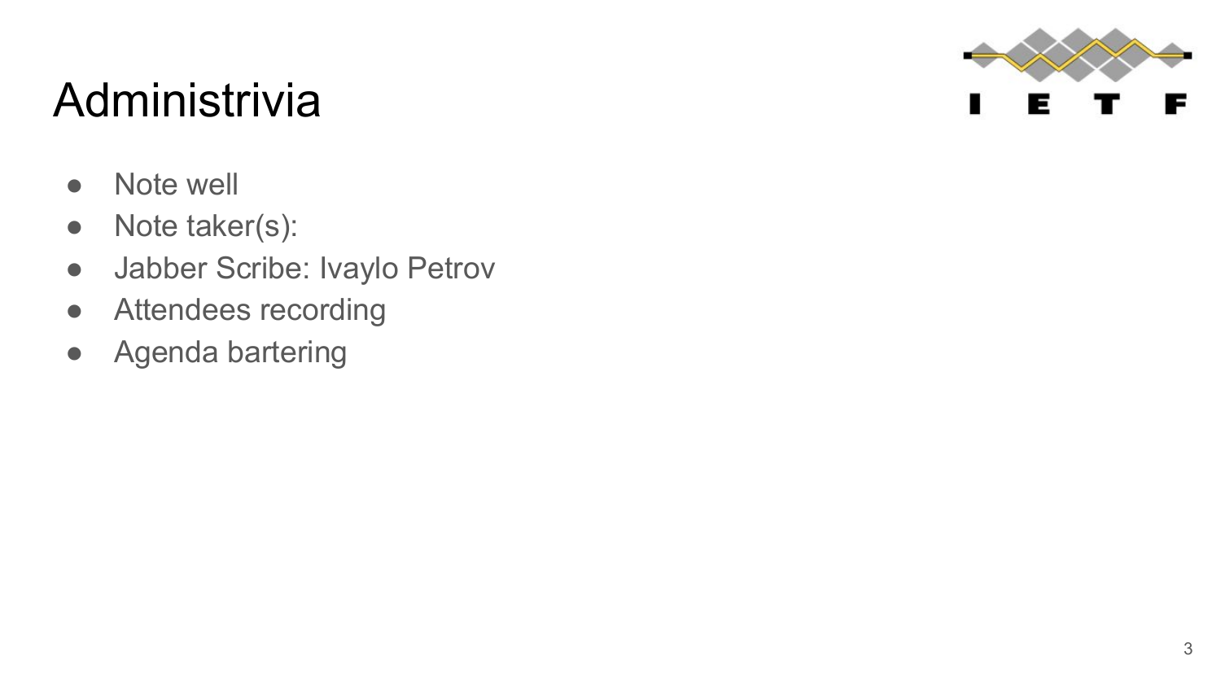# Administrivia

- Note well
- Note taker(s):
- Jabber Scribe: Ivaylo Petrov
- Attendees recording
- Agenda bartering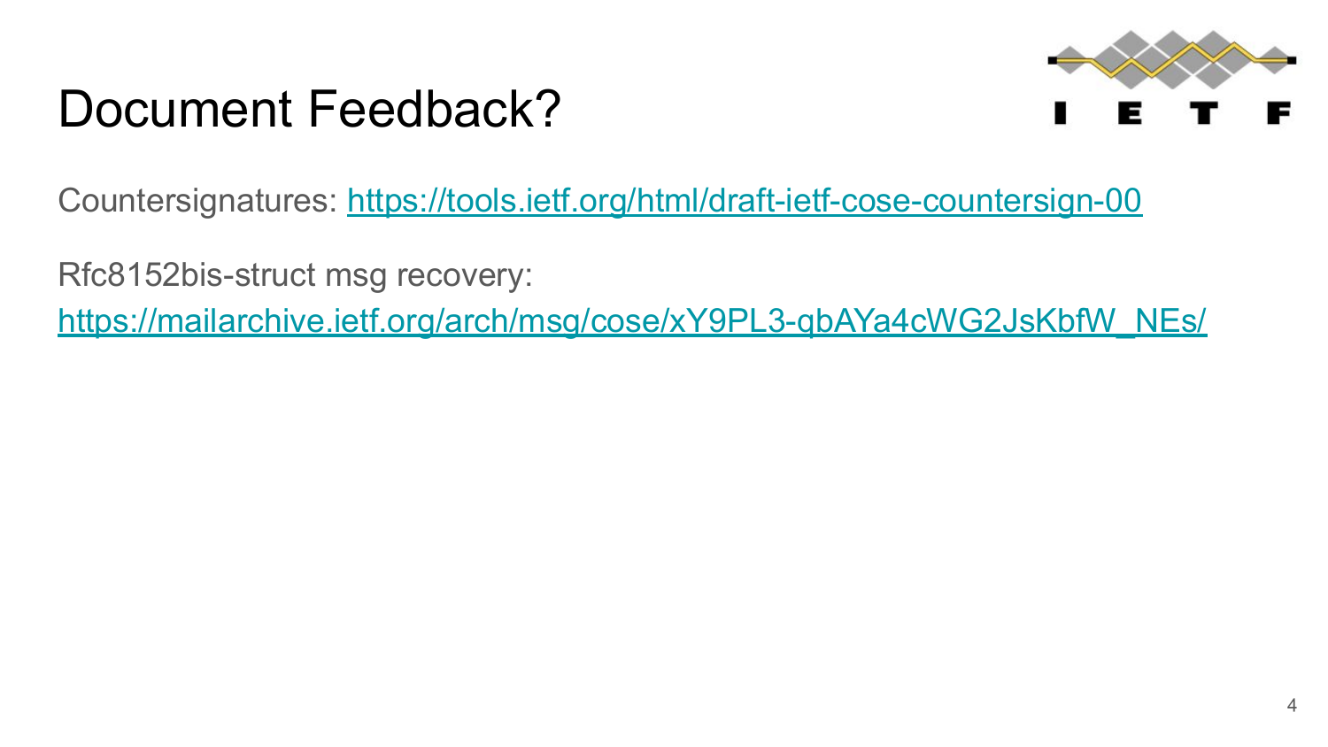# Document Feedback?

Countersignatures: https://tools.ietf.org/html/draft-ietf-cose-countersign-00

Rfc8152bis-struct msg recovery:
https://mailarchive.ietf.org/arch/msg/cose/xY9PL3-qbAYa4cWG2JsKbfW_NEs/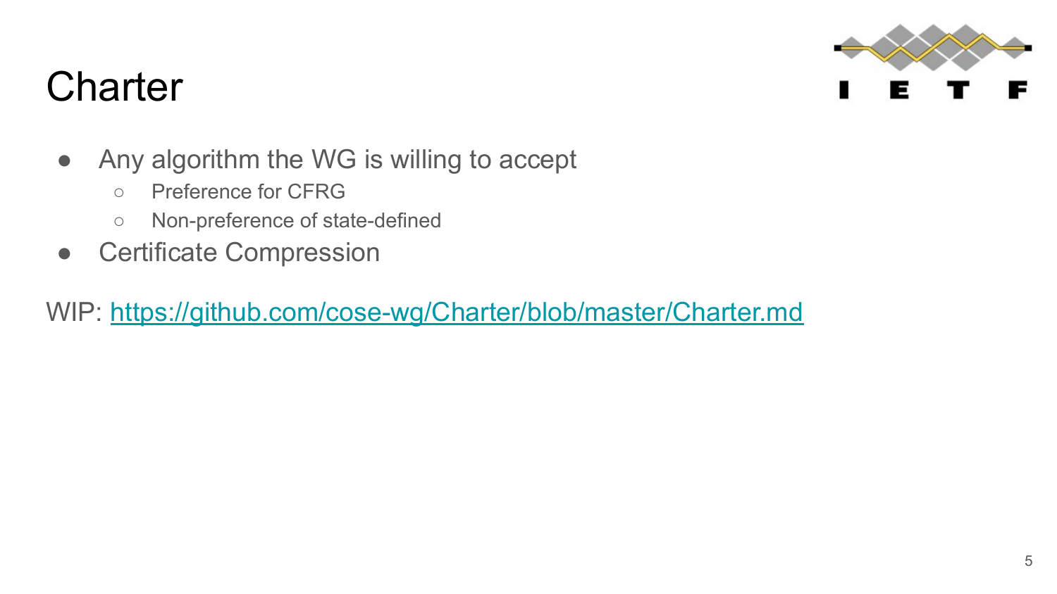# Charter

- Any algorithm the WG is willing to accept
  - Preference for CFRG
  - Non-preference of state-defined
- Certificate Compression

WIP: [https://github.com/cose-wg/Charter/blob/master/Charter.md](https://github.com/cose-wg/Charter/blob/master/Charter.md)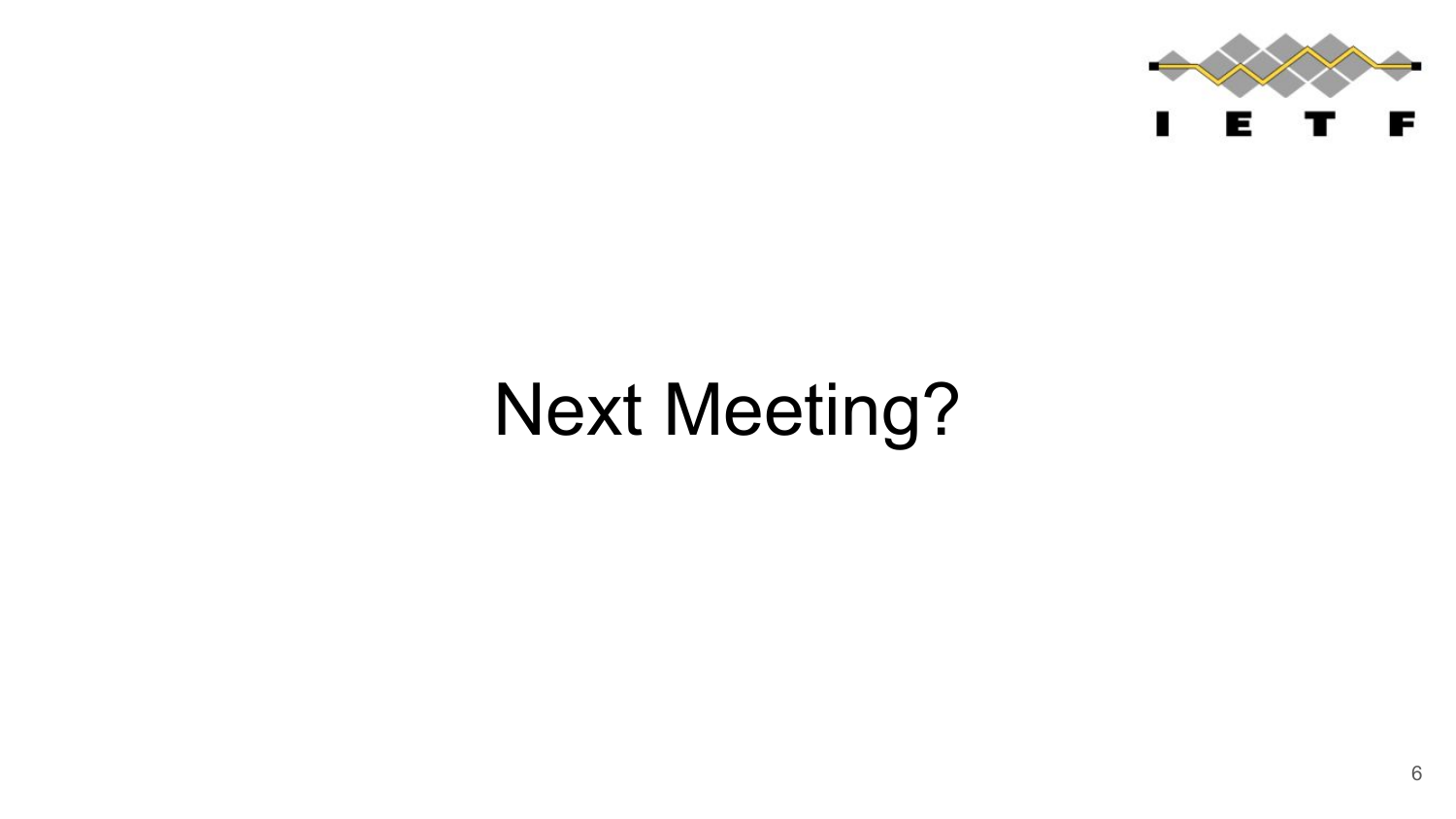# Next Meeting?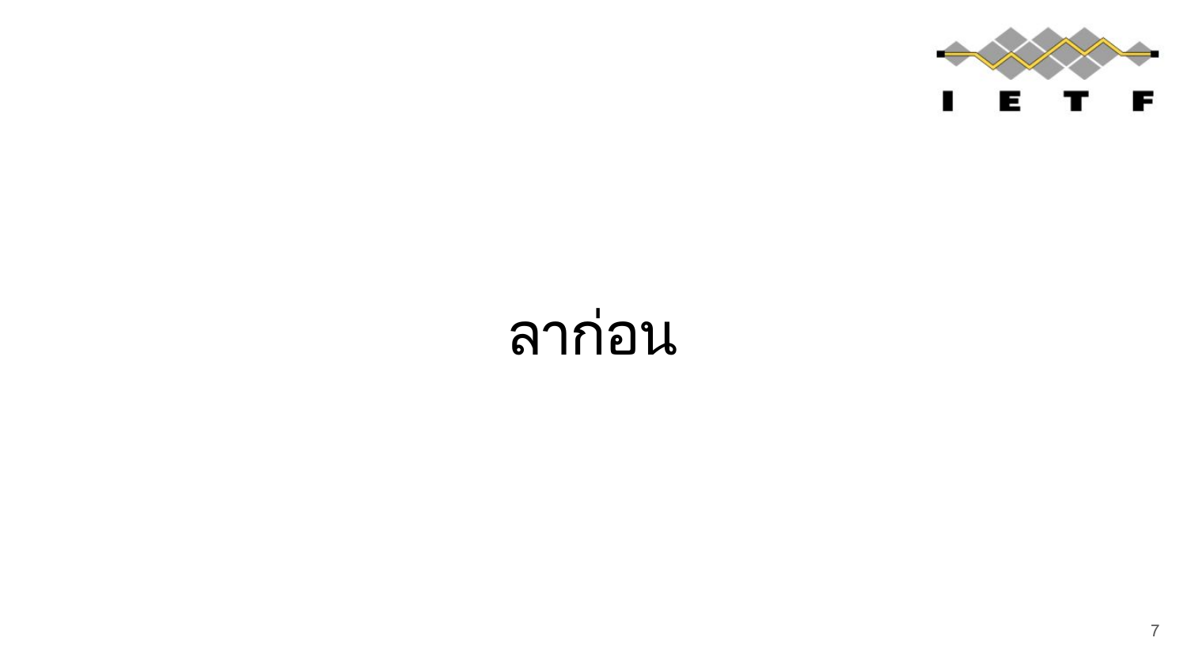ลาก่อน